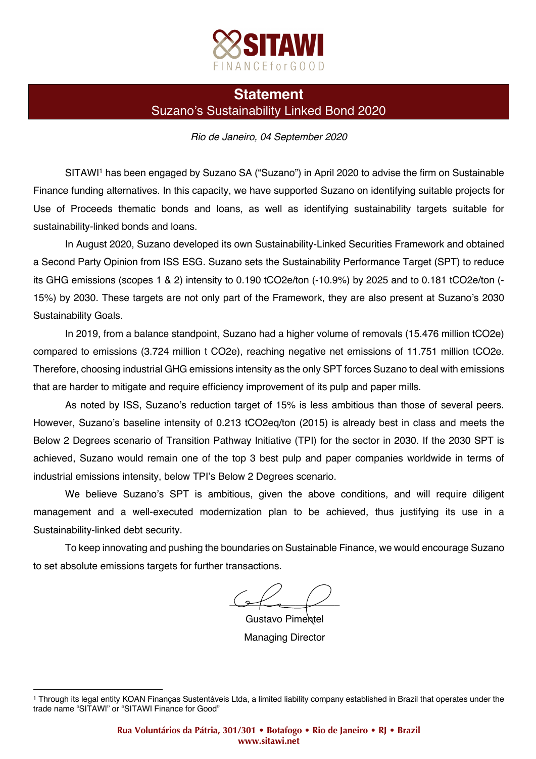# Statement

## Suzano's Sustainability Linked Bond 2020

*Rio de Janeiro, 04 September 2020*

SITAWI[1] has been engaged by Suzano SA ("Suzano") in April 2020 to advise the firm on Sustainable Finance funding alternatives. In this capacity, we have supported Suzano on identifying suitable projects for Use of Proceeds thematic bonds and loans, as well as identifying sustainability targets suitable for sustainability-linked bonds and loans.

In August 2020, Suzano developed its own Sustainability-Linked Securities Framework and obtained a Second Party Opinion from ISS ESG. Suzano sets the Sustainability Performance Target (SPT) to reduce its GHG emissions (scopes 1 & 2) intensity to 0.190 tCO2e/ton (-10.9%) by 2025 and to 0.181 tCO2e/ton (-15%) by 2030. These targets are not only part of the Framework, they are also present at Suzano's 2030 Sustainability Goals.

In 2019, from a balance standpoint, Suzano had a higher volume of removals (15.476 million tCO2e) compared to emissions (3.724 million t CO2e), reaching negative net emissions of 11.751 million tCO2e. Therefore, choosing industrial GHG emissions intensity as the only SPT forces Suzano to deal with emissions that are harder to mitigate and require efficiency improvement of its pulp and paper mills.

As noted by ISS, Suzano's reduction target of 15% is less ambitious than those of several peers. However, Suzano's baseline intensity of 0.213 tCO2eq/ton (2015) is already best in class and meets the Below 2 Degrees scenario of Transition Pathway Initiative (TPI) for the sector in 2030. If the 2030 SPT is achieved, Suzano would remain one of the top 3 best pulp and paper companies worldwide in terms of industrial emissions intensity, below TPI's Below 2 Degrees scenario.

We believe Suzano's SPT is ambitious, given the above conditions, and will require diligent management and a well-executed modernization plan to be achieved, thus justifying its use in a Sustainability-linked debt security.

To keep innovating and pushing the boundaries on Sustainable Finance, we would encourage Suzano to set absolute emissions targets for further transactions.

Gustavo Pimentel

Managing Director

---

[1] Through its legal entity KOAN Finanças Sustentáveis Ltda, a limited liability company established in Brazil that operates under the trade name "SITAWI" or "SITAWI Finance for Good"

**Rua Voluntários da Pátria, 301/301 • Botafogo • Rio de Janeiro • RJ • Brazil**
**www.sitawi.net**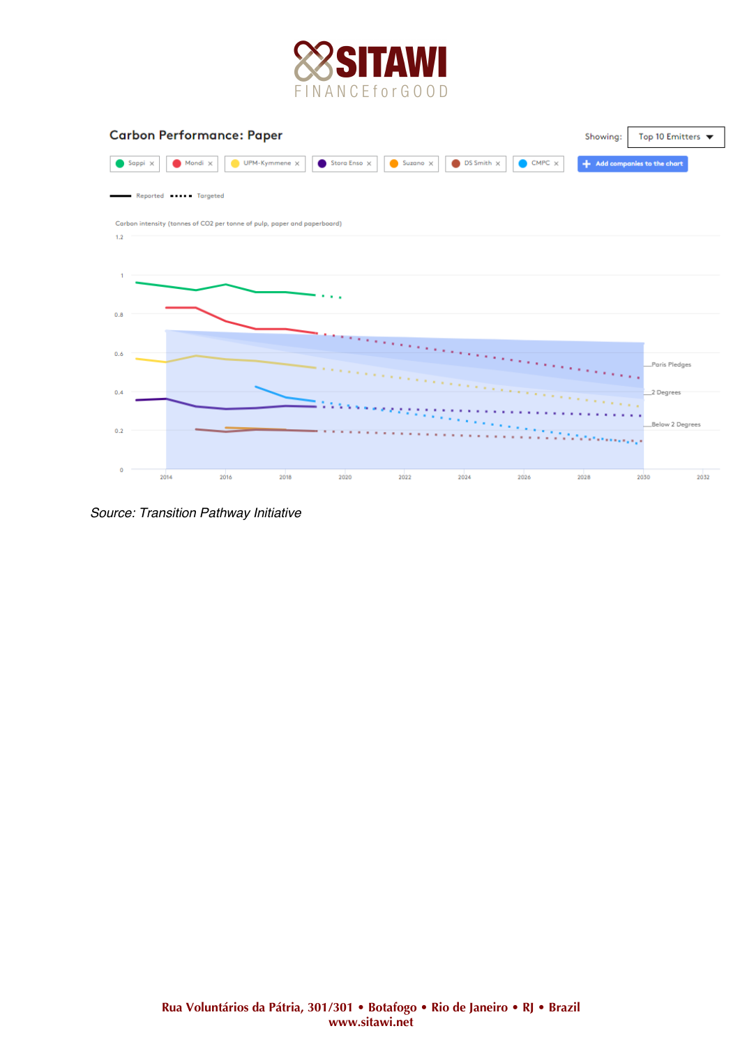SITAWI

FINANCEforGOOD

Carbon Performance: Paper

Showing: Top 10 Emitters

Sappi Mondi UPM-Kymmene Stora Enso Suzano DS Smith CMPC

Add companies to the chart

Reported Targeted

Carbon intensity (tonnes of CO2 per tonne of pulp, paper and paperboard)

1.2
1
0.8
0.6
0.4
0.2
0

2014 2016 2018 2020 2022 2024 2026 2028 2030 2032

Paris Pledges
2 Degrees
Below 2 Degrees

*Source: Transition Pathway Initiative*

**Rua Voluntários da Pátria, 301/301 • Botafogo • Rio de Janeiro • RJ • Brazil**
**www.sitawi.net**